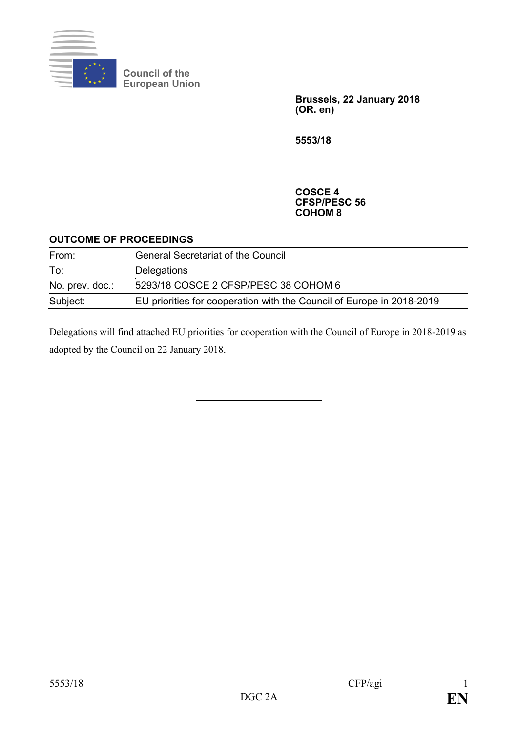Council of the
European Union

**Brussels, 22 January 2018**
**(OR. en)**

**5553/18**

**COSCE 4**
**CFSP/PESC 56**
**COHOM 8**

**OUTCOME OF PROCEEDINGS**

| | |
|---|---|
| From: | General Secretariat of the Council |
| To: | Delegations |
| No. prev. doc.: | 5293/18 COSCE 2 CFSP/PESC 38 COHOM 6 |
| Subject: | EU priorities for cooperation with the Council of Europe in 2018-2019 |

Delegations will find attached EU priorities for cooperation with the Council of Europe in 2018-2019 as adopted by the Council on 22 January 2018.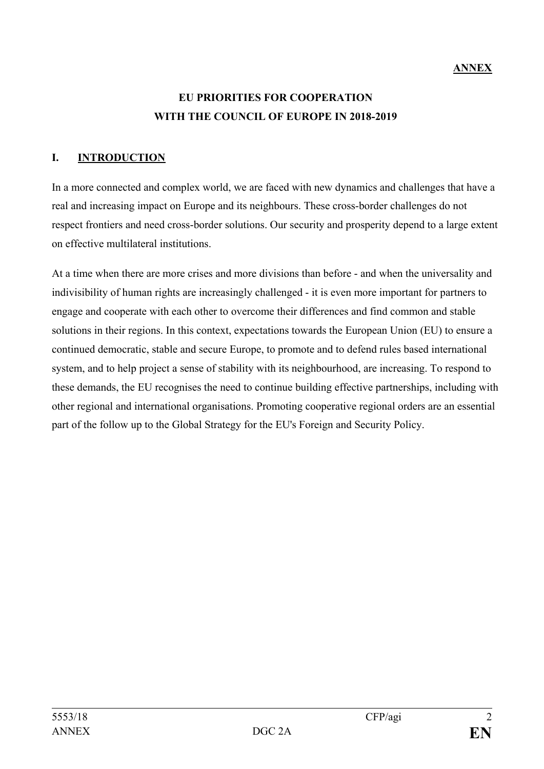**ANNEX**

# EU PRIORITIES FOR COOPERATION WITH THE COUNCIL OF EUROPE IN 2018-2019

## I. INTRODUCTION

In a more connected and complex world, we are faced with new dynamics and challenges that have a real and increasing impact on Europe and its neighbours. These cross-border challenges do not respect frontiers and need cross-border solutions. Our security and prosperity depend to a large extent on effective multilateral institutions.

At a time when there are more crises and more divisions than before - and when the universality and indivisibility of human rights are increasingly challenged - it is even more important for partners to engage and cooperate with each other to overcome their differences and find common and stable solutions in their regions. In this context, expectations towards the European Union (EU) to ensure a continued democratic, stable and secure Europe, to promote and to defend rules based international system, and to help project a sense of stability with its neighbourhood, are increasing. To respond to these demands, the EU recognises the need to continue building effective partnerships, including with other regional and international organisations. Promoting cooperative regional orders are an essential part of the follow up to the Global Strategy for the EU's Foreign and Security Policy.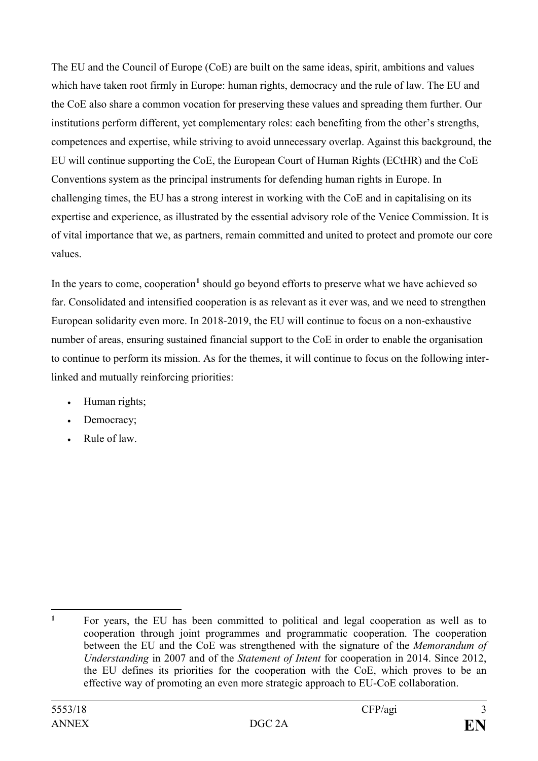The EU and the Council of Europe (CoE) are built on the same ideas, spirit, ambitions and values which have taken root firmly in Europe: human rights, democracy and the rule of law. The EU and the CoE also share a common vocation for preserving these values and spreading them further. Our institutions perform different, yet complementary roles: each benefiting from the other's strengths, competences and expertise, while striving to avoid unnecessary overlap. Against this background, the EU will continue supporting the CoE, the European Court of Human Rights (ECtHR) and the CoE Conventions system as the principal instruments for defending human rights in Europe. In challenging times, the EU has a strong interest in working with the CoE and in capitalising on its expertise and experience, as illustrated by the essential advisory role of the Venice Commission. It is of vital importance that we, as partners, remain committed and united to protect and promote our core values.

In the years to come, cooperation[1] should go beyond efforts to preserve what we have achieved so far. Consolidated and intensified cooperation is as relevant as it ever was, and we need to strengthen European solidarity even more. In 2018-2019, the EU will continue to focus on a non-exhaustive number of areas, ensuring sustained financial support to the CoE in order to enable the organisation to continue to perform its mission. As for the themes, it will continue to focus on the following inter-linked and mutually reinforcing priorities:

- Human rights;
- Democracy;
- Rule of law.

---

[1] For years, the EU has been committed to political and legal cooperation as well as to cooperation through joint programmes and programmatic cooperation. The cooperation between the EU and the CoE was strengthened with the signature of the *Memorandum of Understanding* in 2007 and of the *Statement of Intent* for cooperation in 2014. Since 2012, the EU defines its priorities for the cooperation with the CoE, which proves to be an effective way of promoting an even more strategic approach to EU-CoE collaboration.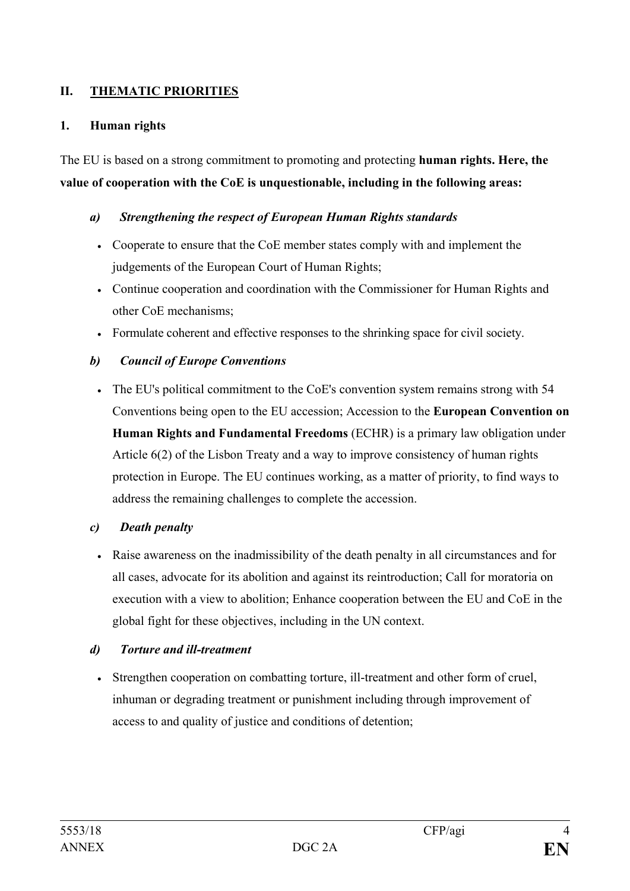## II. THEMATIC PRIORITIES

### 1. Human rights

The EU is based on a strong commitment to promoting and protecting **human rights. Here, the value of cooperation with the CoE is unquestionable, including in the following areas:**

#### *a) Strengthening the respect of European Human Rights standards*

- Cooperate to ensure that the CoE member states comply with and implement the judgements of the European Court of Human Rights;
- Continue cooperation and coordination with the Commissioner for Human Rights and other CoE mechanisms;
- Formulate coherent and effective responses to the shrinking space for civil society.

#### *b) Council of Europe Conventions*

- The EU's political commitment to the CoE's convention system remains strong with 54 Conventions being open to the EU accession; Accession to the **European Convention on Human Rights and Fundamental Freedoms** (ECHR) is a primary law obligation under Article 6(2) of the Lisbon Treaty and a way to improve consistency of human rights protection in Europe. The EU continues working, as a matter of priority, to find ways to address the remaining challenges to complete the accession.

#### *c) Death penalty*

- Raise awareness on the inadmissibility of the death penalty in all circumstances and for all cases, advocate for its abolition and against its reintroduction; Call for moratoria on execution with a view to abolition; Enhance cooperation between the EU and CoE in the global fight for these objectives, including in the UN context.

#### *d) Torture and ill-treatment*

- Strengthen cooperation on combatting torture, ill-treatment and other form of cruel, inhuman or degrading treatment or punishment including through improvement of access to and quality of justice and conditions of detention;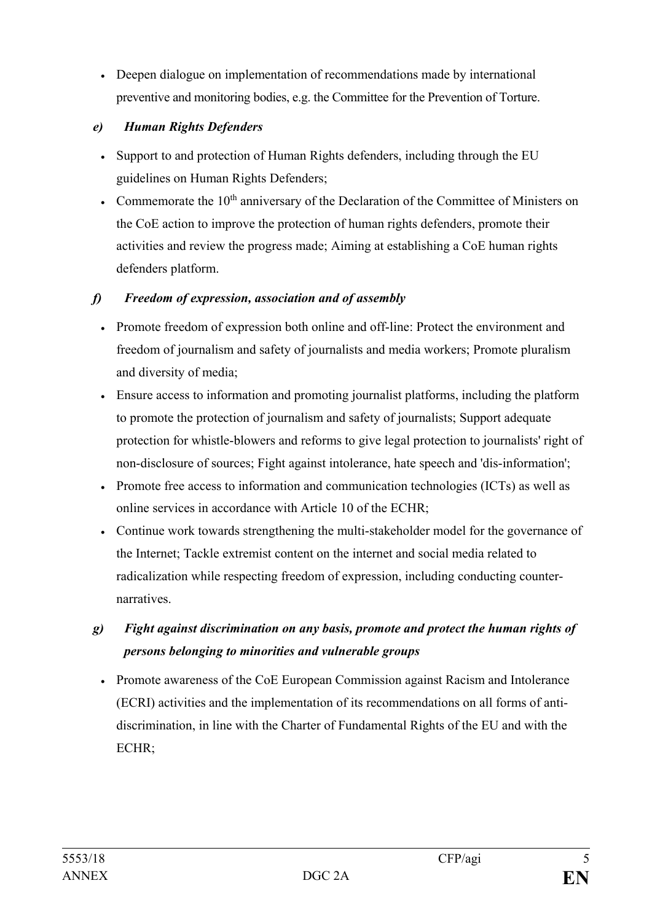- Deepen dialogue on implementation of recommendations made by international preventive and monitoring bodies, e.g. the Committee for the Prevention of Torture.

### *e) Human Rights Defenders*

- Support to and protection of Human Rights defenders, including through the EU guidelines on Human Rights Defenders;
- Commemorate the 10th anniversary of the Declaration of the Committee of Ministers on the CoE action to improve the protection of human rights defenders, promote their activities and review the progress made; Aiming at establishing a CoE human rights defenders platform.

### *f) Freedom of expression, association and of assembly*

- Promote freedom of expression both online and off-line: Protect the environment and freedom of journalism and safety of journalists and media workers; Promote pluralism and diversity of media;
- Ensure access to information and promoting journalist platforms, including the platform to promote the protection of journalism and safety of journalists; Support adequate protection for whistle-blowers and reforms to give legal protection to journalists' right of non-disclosure of sources; Fight against intolerance, hate speech and 'dis-information';
- Promote free access to information and communication technologies (ICTs) as well as online services in accordance with Article 10 of the ECHR;
- Continue work towards strengthening the multi-stakeholder model for the governance of the Internet; Tackle extremist content on the internet and social media related to radicalization while respecting freedom of expression, including conducting counter-narratives.

### *g) Fight against discrimination on any basis, promote and protect the human rights of persons belonging to minorities and vulnerable groups*

- Promote awareness of the CoE European Commission against Racism and Intolerance (ECRI) activities and the implementation of its recommendations on all forms of anti-discrimination, in line with the Charter of Fundamental Rights of the EU and with the ECHR;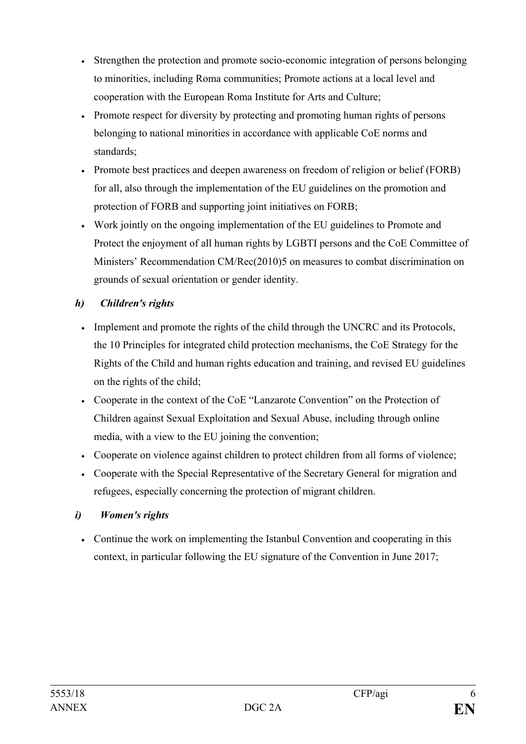- Strengthen the protection and promote socio-economic integration of persons belonging to minorities, including Roma communities; Promote actions at a local level and cooperation with the European Roma Institute for Arts and Culture;
- Promote respect for diversity by protecting and promoting human rights of persons belonging to national minorities in accordance with applicable CoE norms and standards;
- Promote best practices and deepen awareness on freedom of religion or belief (FORB) for all, also through the implementation of the EU guidelines on the promotion and protection of FORB and supporting joint initiatives on FORB;
- Work jointly on the ongoing implementation of the EU guidelines to Promote and Protect the enjoyment of all human rights by LGBTI persons and the CoE Committee of Ministers' Recommendation CM/Rec(2010)5 on measures to combat discrimination on grounds of sexual orientation or gender identity.

### *h) Children's rights*

- Implement and promote the rights of the child through the UNCRC and its Protocols, the 10 Principles for integrated child protection mechanisms, the CoE Strategy for the Rights of the Child and human rights education and training, and revised EU guidelines on the rights of the child;
- Cooperate in the context of the CoE "Lanzarote Convention" on the Protection of Children against Sexual Exploitation and Sexual Abuse, including through online media, with a view to the EU joining the convention;
- Cooperate on violence against children to protect children from all forms of violence;
- Cooperate with the Special Representative of the Secretary General for migration and refugees, especially concerning the protection of migrant children.

### *i) Women's rights*

- Continue the work on implementing the Istanbul Convention and cooperating in this context, in particular following the EU signature of the Convention in June 2017;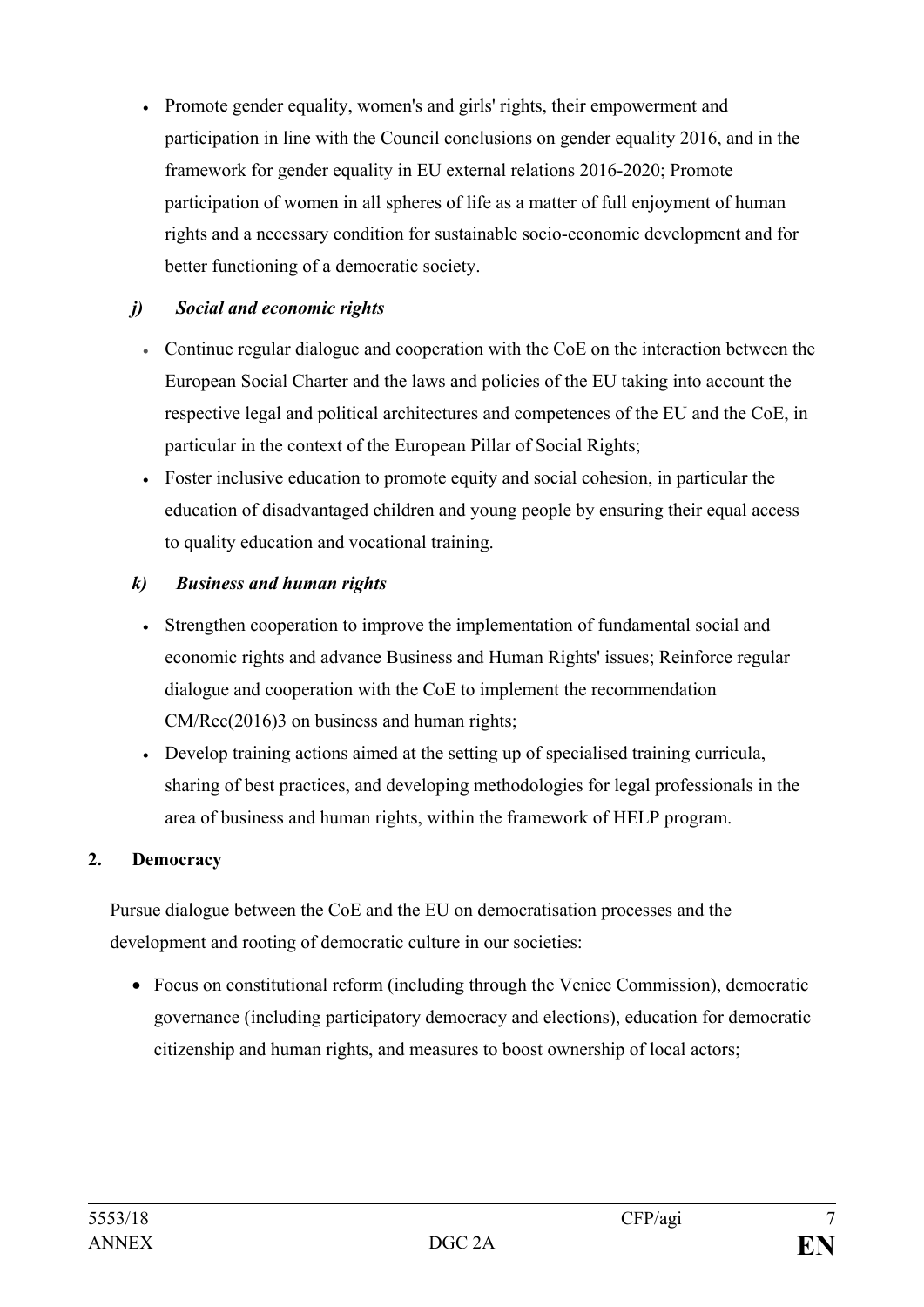- Promote gender equality, women's and girls' rights, their empowerment and participation in line with the Council conclusions on gender equality 2016, and in the framework for gender equality in EU external relations 2016-2020; Promote participation of women in all spheres of life as a matter of full enjoyment of human rights and a necessary condition for sustainable socio-economic development and for better functioning of a democratic society.

### *j) Social and economic rights*

- Continue regular dialogue and cooperation with the CoE on the interaction between the European Social Charter and the laws and policies of the EU taking into account the respective legal and political architectures and competences of the EU and the CoE, in particular in the context of the European Pillar of Social Rights;
- Foster inclusive education to promote equity and social cohesion, in particular the education of disadvantaged children and young people by ensuring their equal access to quality education and vocational training.

### *k) Business and human rights*

- Strengthen cooperation to improve the implementation of fundamental social and economic rights and advance Business and Human Rights' issues; Reinforce regular dialogue and cooperation with the CoE to implement the recommendation CM/Rec(2016)3 on business and human rights;
- Develop training actions aimed at the setting up of specialised training curricula, sharing of best practices, and developing methodologies for legal professionals in the area of business and human rights, within the framework of HELP program.

## 2. Democracy

Pursue dialogue between the CoE and the EU on democratisation processes and the development and rooting of democratic culture in our societies:

- Focus on constitutional reform (including through the Venice Commission), democratic governance (including participatory democracy and elections), education for democratic citizenship and human rights, and measures to boost ownership of local actors;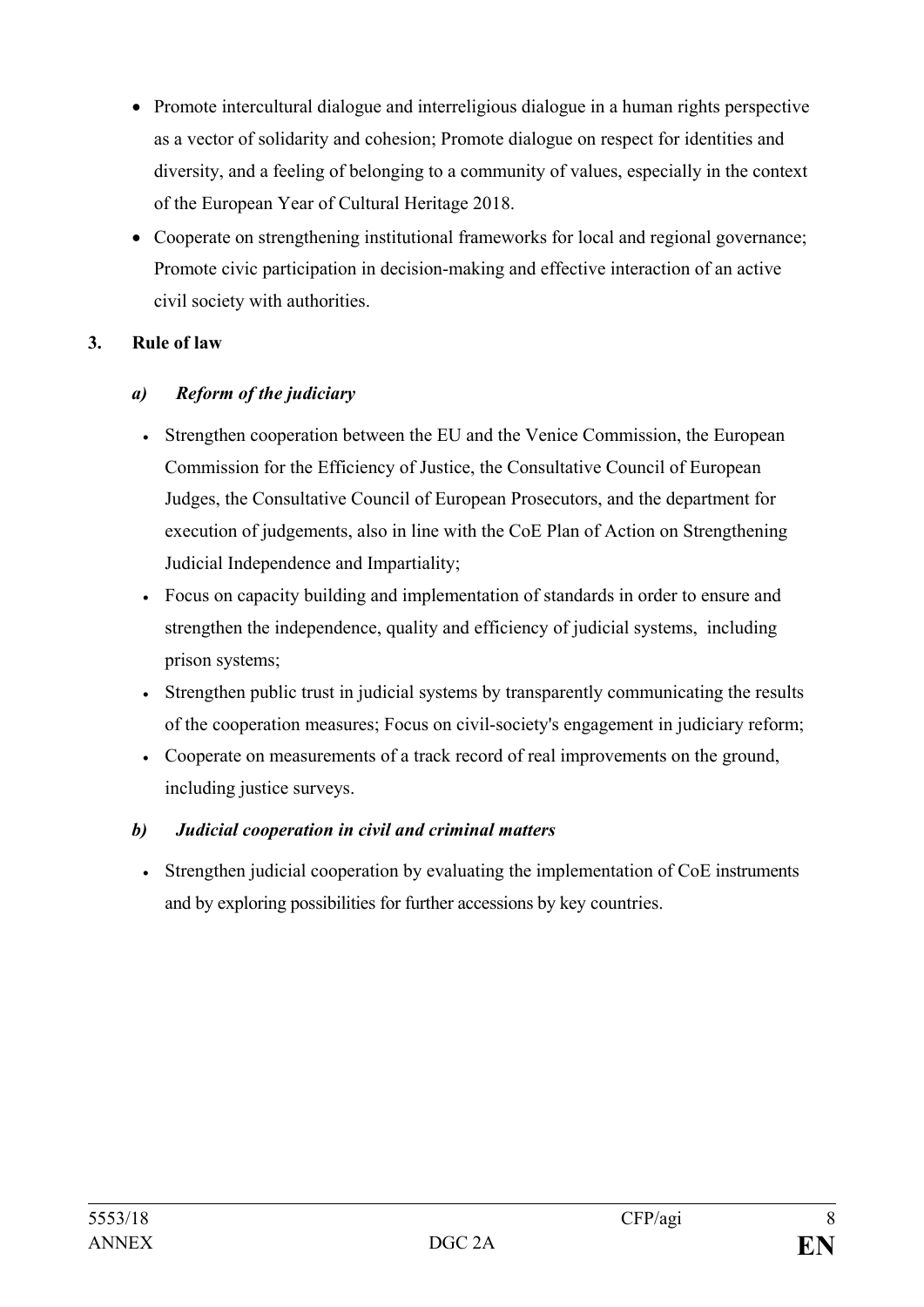- Promote intercultural dialogue and interreligious dialogue in a human rights perspective as a vector of solidarity and cohesion; Promote dialogue on respect for identities and diversity, and a feeling of belonging to a community of values, especially in the context of the European Year of Cultural Heritage 2018.
- Cooperate on strengthening institutional frameworks for local and regional governance; Promote civic participation in decision-making and effective interaction of an active civil society with authorities.

## 3. Rule of law

### *a) Reform of the judiciary*

- Strengthen cooperation between the EU and the Venice Commission, the European Commission for the Efficiency of Justice, the Consultative Council of European Judges, the Consultative Council of European Prosecutors, and the department for execution of judgements, also in line with the CoE Plan of Action on Strengthening Judicial Independence and Impartiality;
- Focus on capacity building and implementation of standards in order to ensure and strengthen the independence, quality and efficiency of judicial systems, including prison systems;
- Strengthen public trust in judicial systems by transparently communicating the results of the cooperation measures; Focus on civil-society's engagement in judiciary reform;
- Cooperate on measurements of a track record of real improvements on the ground, including justice surveys.

### *b) Judicial cooperation in civil and criminal matters*

- Strengthen judicial cooperation by evaluating the implementation of CoE instruments and by exploring possibilities for further accessions by key countries.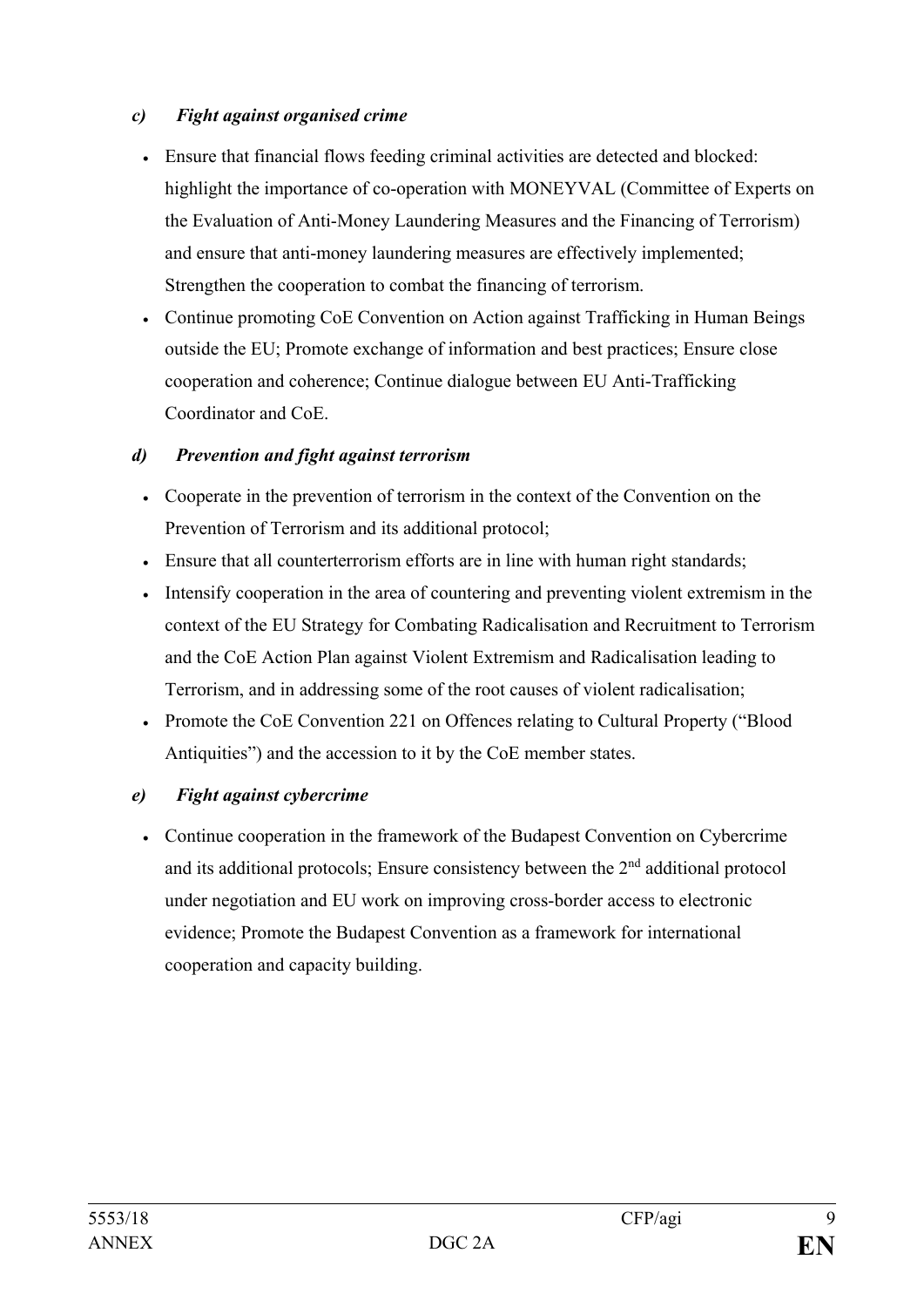*c) Fight against organised crime*

- Ensure that financial flows feeding criminal activities are detected and blocked: highlight the importance of co-operation with MONEYVAL (Committee of Experts on the Evaluation of Anti-Money Laundering Measures and the Financing of Terrorism) and ensure that anti-money laundering measures are effectively implemented; Strengthen the cooperation to combat the financing of terrorism.
- Continue promoting CoE Convention on Action against Trafficking in Human Beings outside the EU; Promote exchange of information and best practices; Ensure close cooperation and coherence; Continue dialogue between EU Anti-Trafficking Coordinator and CoE.

*d) Prevention and fight against terrorism*

- Cooperate in the prevention of terrorism in the context of the Convention on the Prevention of Terrorism and its additional protocol;
- Ensure that all counterterrorism efforts are in line with human right standards;
- Intensify cooperation in the area of countering and preventing violent extremism in the context of the EU Strategy for Combating Radicalisation and Recruitment to Terrorism and the CoE Action Plan against Violent Extremism and Radicalisation leading to Terrorism, and in addressing some of the root causes of violent radicalisation;
- Promote the CoE Convention 221 on Offences relating to Cultural Property ("Blood Antiquities") and the accession to it by the CoE member states.

*e) Fight against cybercrime*

- Continue cooperation in the framework of the Budapest Convention on Cybercrime and its additional protocols; Ensure consistency between the 2nd additional protocol under negotiation and EU work on improving cross-border access to electronic evidence; Promote the Budapest Convention as a framework for international cooperation and capacity building.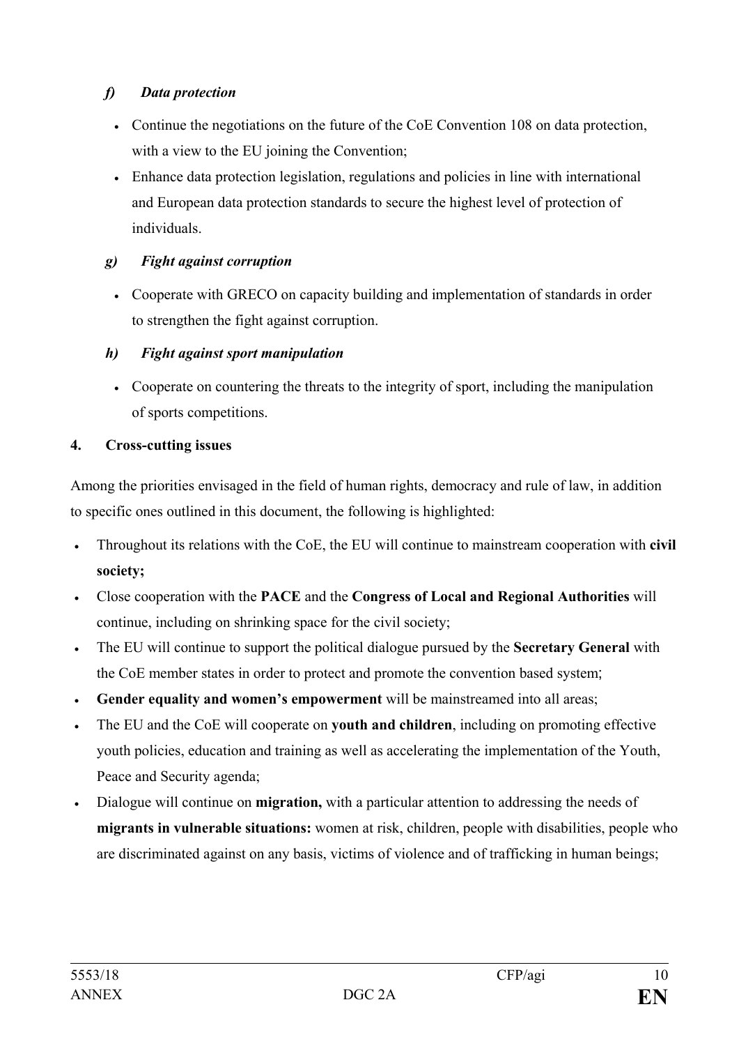### *f) Data protection*

- Continue the negotiations on the future of the CoE Convention 108 on data protection, with a view to the EU joining the Convention;
- Enhance data protection legislation, regulations and policies in line with international and European data protection standards to secure the highest level of protection of individuals.

### *g) Fight against corruption*

- Cooperate with GRECO on capacity building and implementation of standards in order to strengthen the fight against corruption.

### *h) Fight against sport manipulation*

- Cooperate on countering the threats to the integrity of sport, including the manipulation of sports competitions.

## 4. Cross-cutting issues

Among the priorities envisaged in the field of human rights, democracy and rule of law, in addition to specific ones outlined in this document, the following is highlighted:

- Throughout its relations with the CoE, the EU will continue to mainstream cooperation with **civil society;**
- Close cooperation with the **PACE** and the **Congress of Local and Regional Authorities** will continue, including on shrinking space for the civil society;
- The EU will continue to support the political dialogue pursued by the **Secretary General** with the CoE member states in order to protect and promote the convention based system;
- **Gender equality and women's empowerment** will be mainstreamed into all areas;
- The EU and the CoE will cooperate on **youth and children**, including on promoting effective youth policies, education and training as well as accelerating the implementation of the Youth, Peace and Security agenda;
- Dialogue will continue on **migration,** with a particular attention to addressing the needs of **migrants in vulnerable situations:** women at risk, children, people with disabilities, people who are discriminated against on any basis, victims of violence and of trafficking in human beings;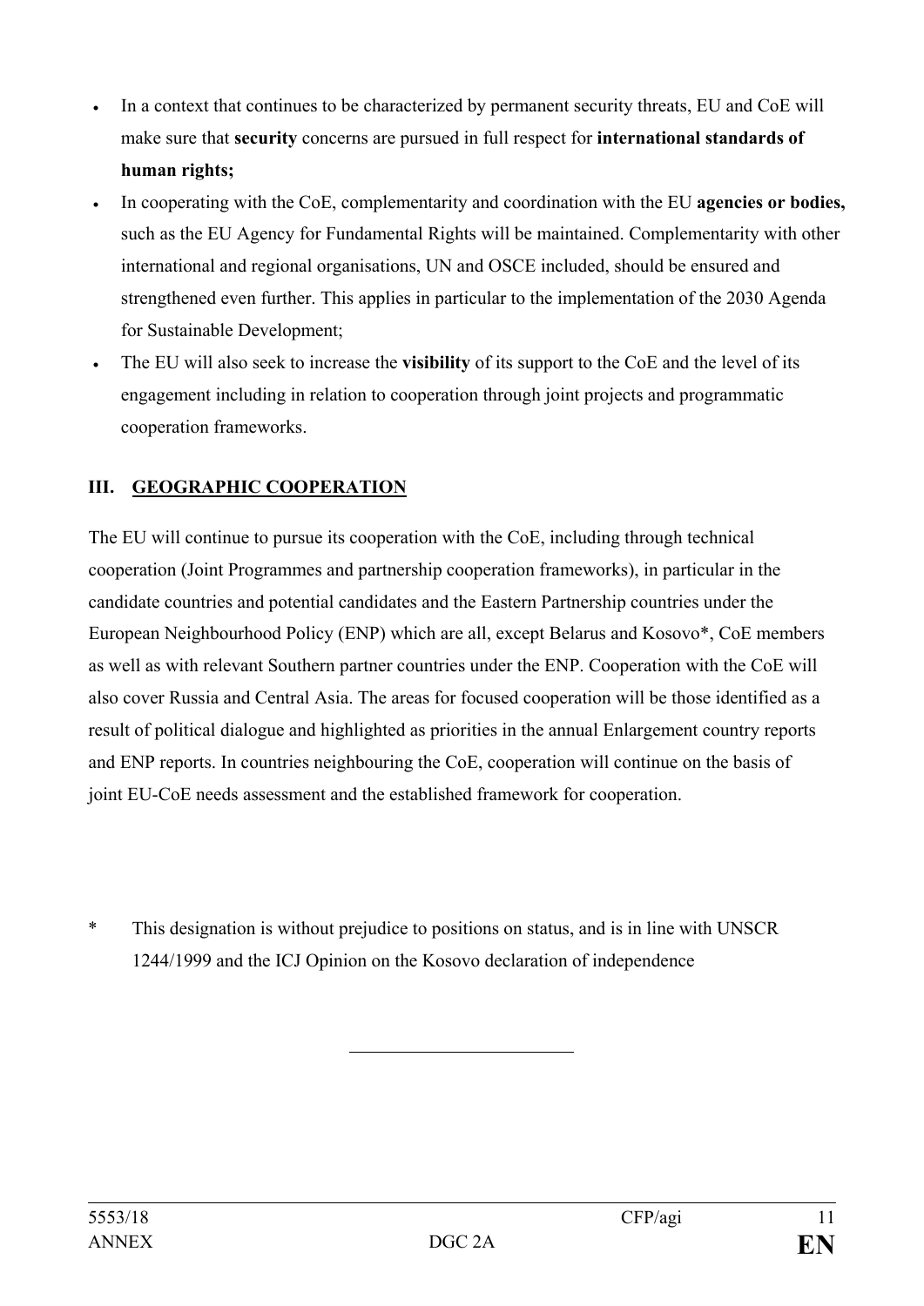- In a context that continues to be characterized by permanent security threats, EU and CoE will make sure that **security** concerns are pursued in full respect for **international standards of human rights;**
- In cooperating with the CoE, complementarity and coordination with the EU **agencies or bodies,** such as the EU Agency for Fundamental Rights will be maintained. Complementarity with other international and regional organisations, UN and OSCE included, should be ensured and strengthened even further. This applies in particular to the implementation of the 2030 Agenda for Sustainable Development;
- The EU will also seek to increase the **visibility** of its support to the CoE and the level of its engagement including in relation to cooperation through joint projects and programmatic cooperation frameworks.

## III. GEOGRAPHIC COOPERATION

The EU will continue to pursue its cooperation with the CoE, including through technical cooperation (Joint Programmes and partnership cooperation frameworks), in particular in the candidate countries and potential candidates and the Eastern Partnership countries under the European Neighbourhood Policy (ENP) which are all, except Belarus and Kosovo*, CoE members as well as with relevant Southern partner countries under the ENP. Cooperation with the CoE will also cover Russia and Central Asia. The areas for focused cooperation will be those identified as a result of political dialogue and highlighted as priorities in the annual Enlargement country reports and ENP reports. In countries neighbouring the CoE, cooperation will continue on the basis of joint EU-CoE needs assessment and the established framework for cooperation.

\* This designation is without prejudice to positions on status, and is in line with UNSCR 1244/1999 and the ICJ Opinion on the Kosovo declaration of independence